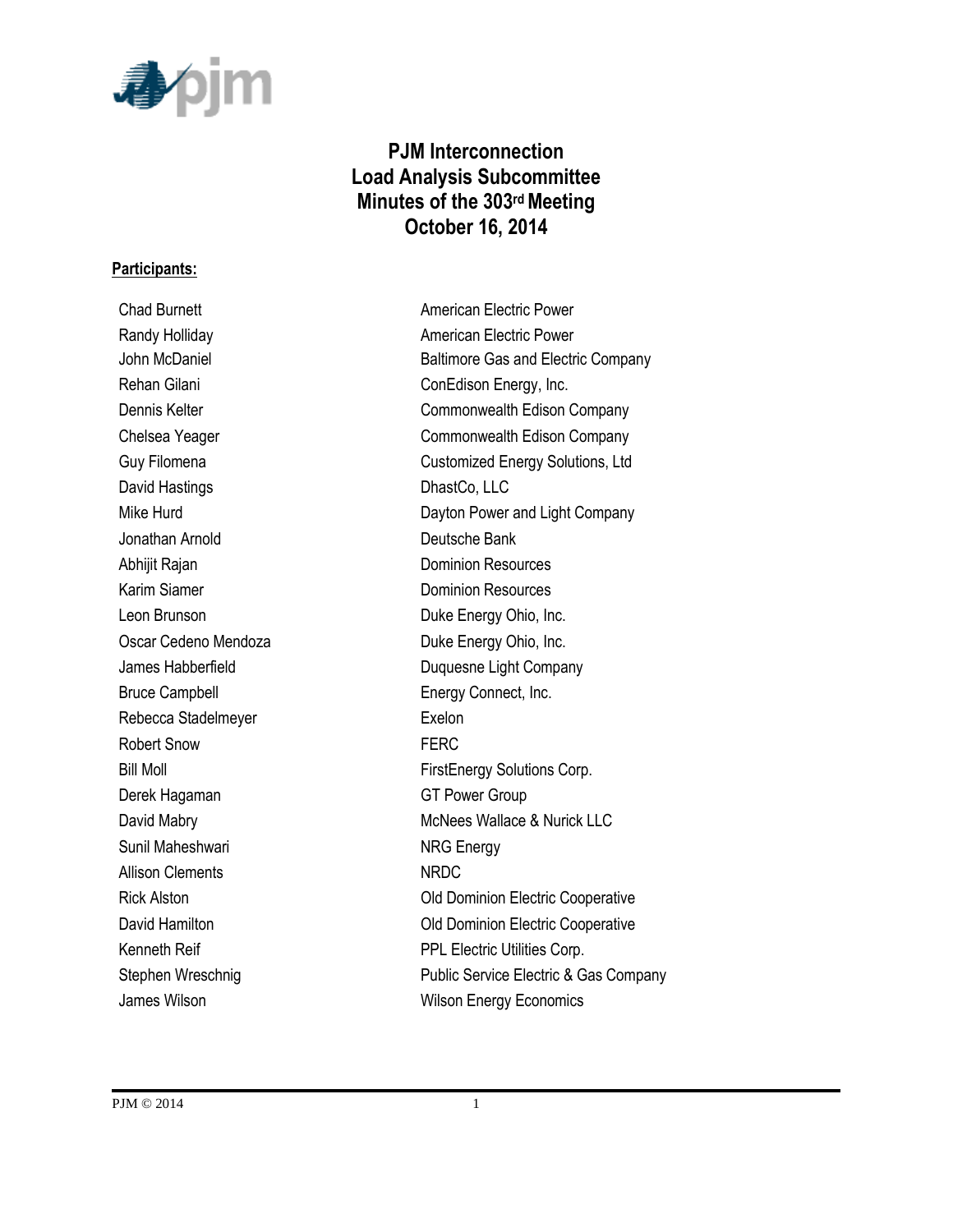# PJM Interconnection
# Load Analysis Subcommittee
# Minutes of the 303rd Meeting
# October 16, 2014

**Participants:**

| | |
|---|---|
| Chad Burnett | American Electric Power |
| Randy Holliday | American Electric Power |
| John McDaniel | Baltimore Gas and Electric Company |
| Rehan Gilani | ConEdison Energy, Inc. |
| Dennis Kelter | Commonwealth Edison Company |
| Chelsea Yeager | Commonwealth Edison Company |
| Guy Filomena | Customized Energy Solutions, Ltd |
| David Hastings | DhastCo, LLC |
| Mike Hurd | Dayton Power and Light Company |
| Jonathan Arnold | Deutsche Bank |
| Abhijit Rajan | Dominion Resources |
| Karim Siamer | Dominion Resources |
| Leon Brunson | Duke Energy Ohio, Inc. |
| Oscar Cedeno Mendoza | Duke Energy Ohio, Inc. |
| James Habberfield | Duquesne Light Company |
| Bruce Campbell | Energy Connect, Inc. |
| Rebecca Stadelmeyer | Exelon |
| Robert Snow | FERC |
| Bill Moll | FirstEnergy Solutions Corp. |
| Derek Hagaman | GT Power Group |
| David Mabry | McNees Wallace & Nurick LLC |
| Sunil Maheshwari | NRG Energy |
| Allison Clements | NRDC |
| Rick Alston | Old Dominion Electric Cooperative |
| David Hamilton | Old Dominion Electric Cooperative |
| Kenneth Reif | PPL Electric Utilities Corp. |
| Stephen Wreschnig | Public Service Electric & Gas Company |
| James Wilson | Wilson Energy Economics |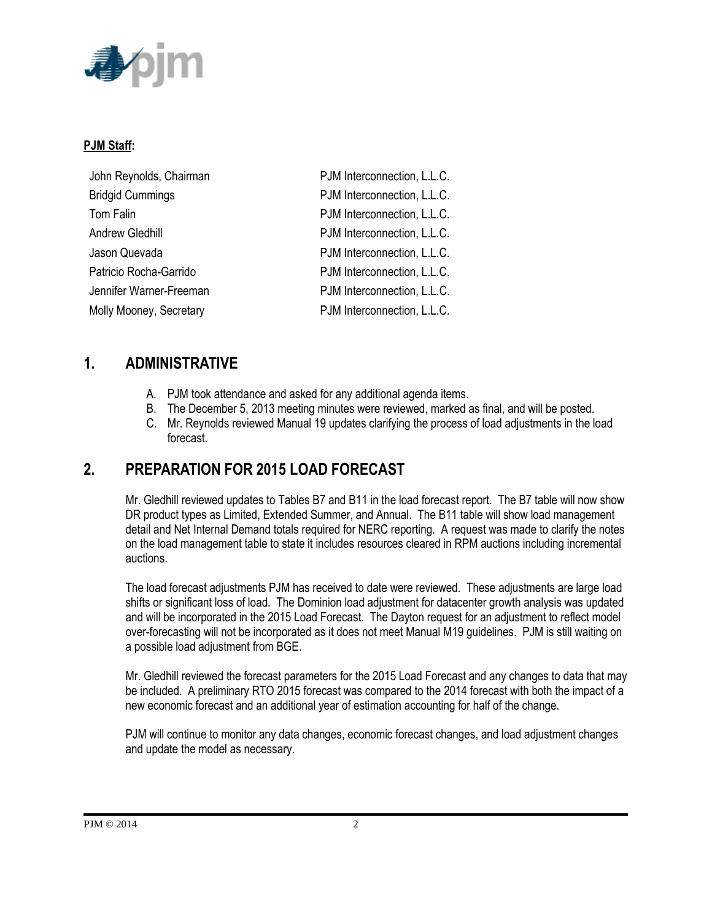**PJM Staff:**

| | |
|---|---|
| John Reynolds, Chairman | PJM Interconnection, L.L.C. |
| Bridgid Cummings | PJM Interconnection, L.L.C. |
| Tom Falin | PJM Interconnection, L.L.C. |
| Andrew Gledhill | PJM Interconnection, L.L.C. |
| Jason Quevada | PJM Interconnection, L.L.C. |
| Patricio Rocha-Garrido | PJM Interconnection, L.L.C. |
| Jennifer Warner-Freeman | PJM Interconnection, L.L.C. |
| Molly Mooney, Secretary | PJM Interconnection, L.L.C. |

## 1. ADMINISTRATIVE

A. PJM took attendance and asked for any additional agenda items.
B. The December 5, 2013 meeting minutes were reviewed, marked as final, and will be posted.
C. Mr. Reynolds reviewed Manual 19 updates clarifying the process of load adjustments in the load forecast.

## 2. PREPARATION FOR 2015 LOAD FORECAST

Mr. Gledhill reviewed updates to Tables B7 and B11 in the load forecast report. The B7 table will now show DR product types as Limited, Extended Summer, and Annual. The B11 table will show load management detail and Net Internal Demand totals required for NERC reporting. A request was made to clarify the notes on the load management table to state it includes resources cleared in RPM auctions including incremental auctions.

The load forecast adjustments PJM has received to date were reviewed. These adjustments are large load shifts or significant loss of load. The Dominion load adjustment for datacenter growth analysis was updated and will be incorporated in the 2015 Load Forecast. The Dayton request for an adjustment to reflect model over-forecasting will not be incorporated as it does not meet Manual M19 guidelines. PJM is still waiting on a possible load adjustment from BGE.

Mr. Gledhill reviewed the forecast parameters for the 2015 Load Forecast and any changes to data that may be included. A preliminary RTO 2015 forecast was compared to the 2014 forecast with both the impact of a new economic forecast and an additional year of estimation accounting for half of the change.

PJM will continue to monitor any data changes, economic forecast changes, and load adjustment changes and update the model as necessary.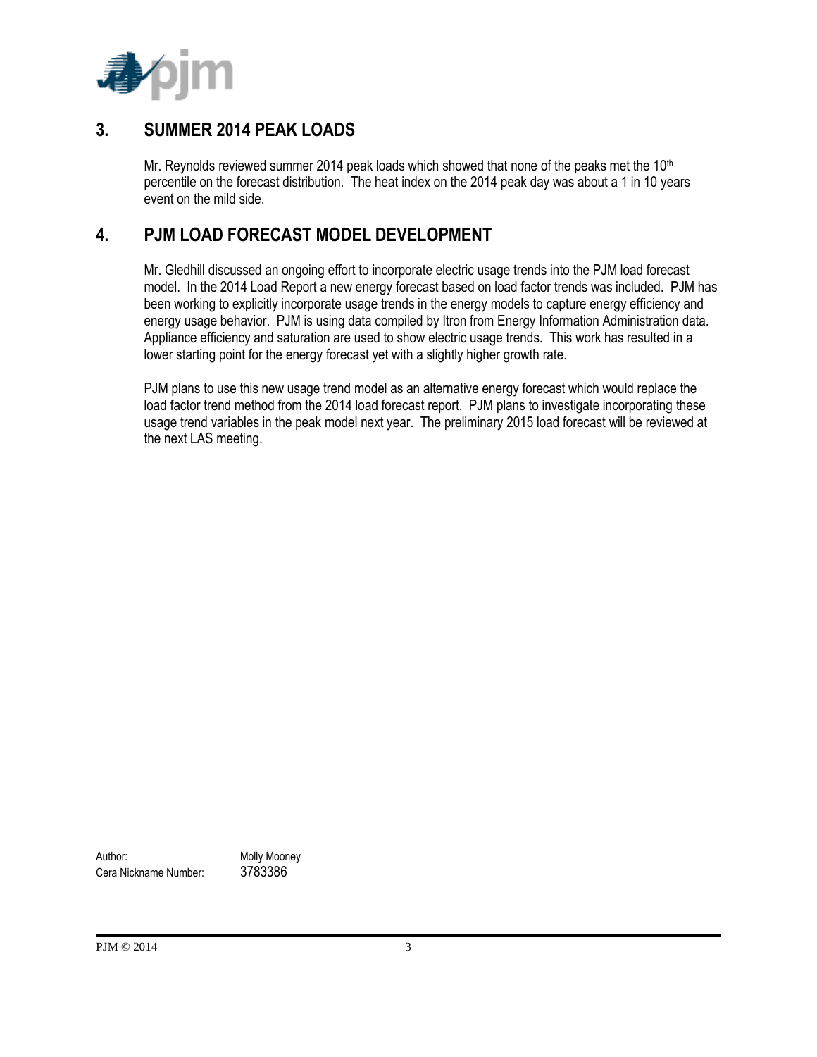## 3. SUMMER 2014 PEAK LOADS

Mr. Reynolds reviewed summer 2014 peak loads which showed that none of the peaks met the $10^{th}$ percentile on the forecast distribution. The heat index on the 2014 peak day was about a 1 in 10 years event on the mild side.

## 4. PJM LOAD FORECAST MODEL DEVELOPMENT

Mr. Gledhill discussed an ongoing effort to incorporate electric usage trends into the PJM load forecast model. In the 2014 Load Report a new energy forecast based on load factor trends was included. PJM has been working to explicitly incorporate usage trends in the energy models to capture energy efficiency and energy usage behavior. PJM is using data compiled by Itron from Energy Information Administration data. Appliance efficiency and saturation are used to show electric usage trends. This work has resulted in a lower starting point for the energy forecast yet with a slightly higher growth rate.

PJM plans to use this new usage trend model as an alternative energy forecast which would replace the load factor trend method from the 2014 load forecast report. PJM plans to investigate incorporating these usage trend variables in the peak model next year. The preliminary 2015 load forecast will be reviewed at the next LAS meeting.

Author: Molly Mooney
Cera Nickname Number: 3783386